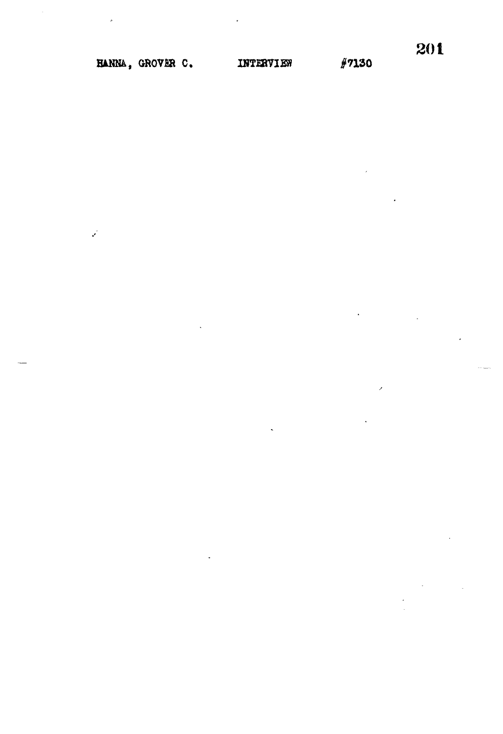HANNA, GROVER C. INTERVIEW #7130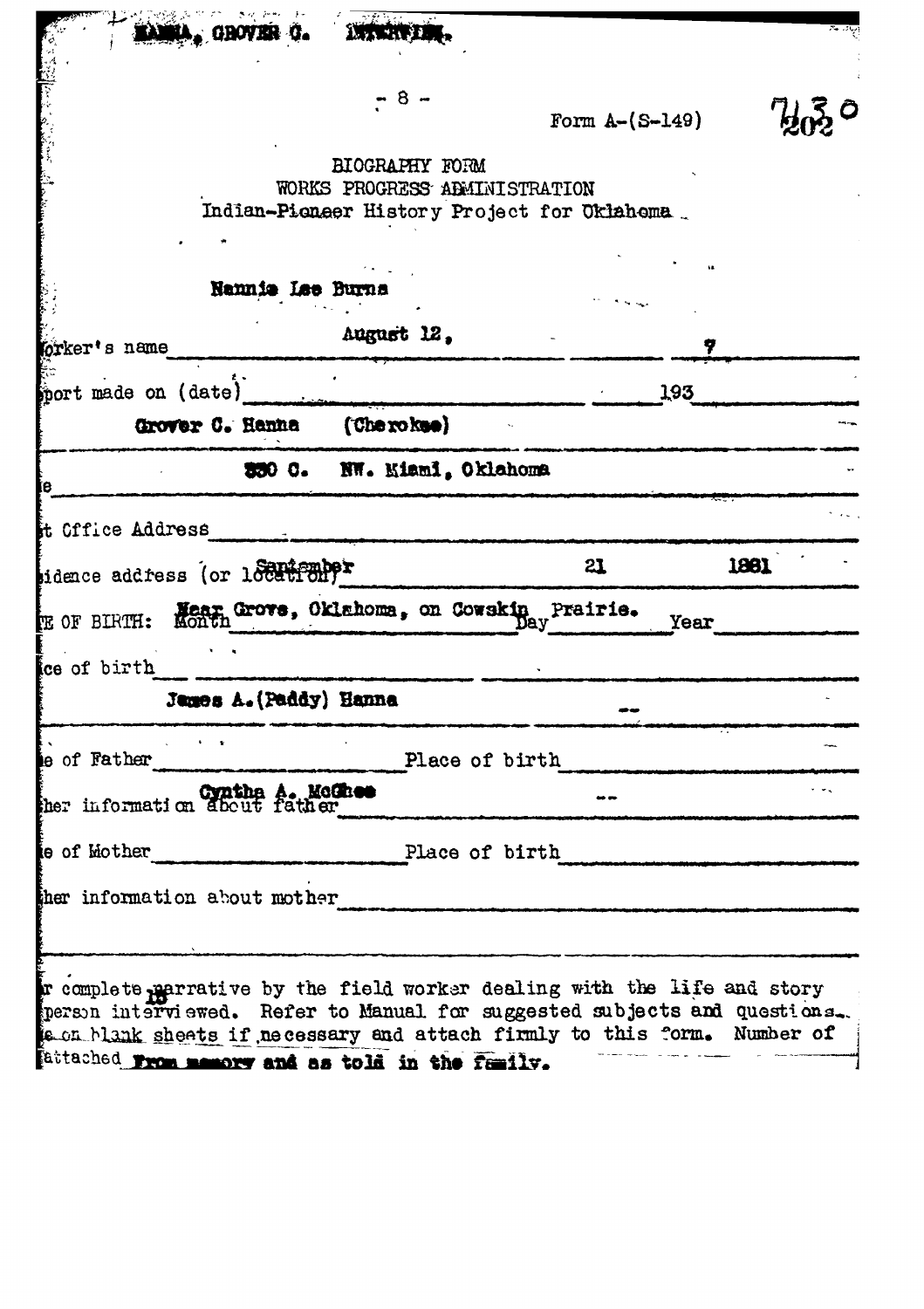HANNA, GROVER C. INTERVIEW.

7030
**Form A-(S-149)**

# BIOGRAPHY FORM
## WORKS PROGRESS ADMINISTRATION
### Indian-Pioneer History Project for Oklahoma

Field Worker's name: Nannie Lee Burns

This report made on (date): August 12, 1937

Name: Grover C. Hanna (Cherokee)

Post Office Address: 330 C. NW. Miami, Oklahoma

Residence address (or location):

DATE OF BIRTH: Month September Day 21 Year 1881

Place of birth: Near Grove, Oklahoma, on Cowskin Prairie.

Name of Father: James A. (Paddy) Hanna Place of birth: --

Other information about father:

Name of Mother: Cyntha A. McGhee Place of birth: --

Other information about mother:

Your complete narrative by the field worker dealing with the life and story of the person interviewed. Refer to Manual for suggested subjects and questions. Continue on blank sheets if necessary and attach firmly to this form. Number of sheets attached 13 From memory and as told in the family.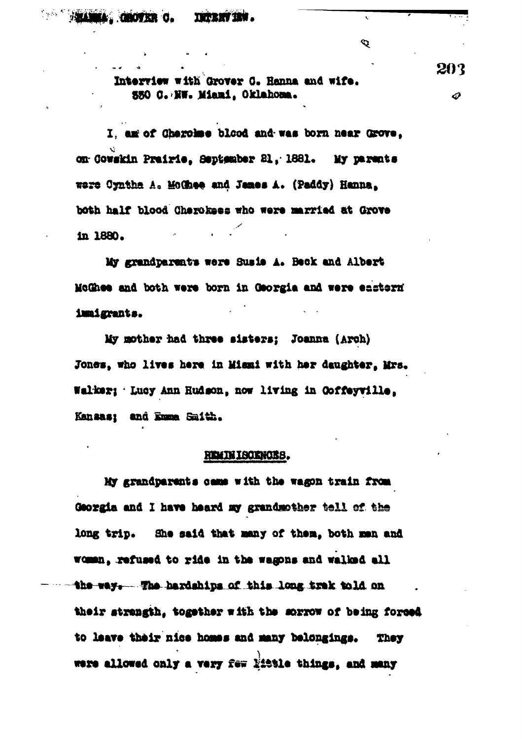Interview with Grover C. Hanna and wife.
330 C. NW. Miami, Oklahoma.

I am of Cherokee blood and was born near Grove, on Cowskin Prairie, September 21, 1881. My parents were Cyntha A. McGhee and James A. (Paddy) Hanna, both half blood Cherokees who were married at Grove in 1880.

My grandparents were Susie A. Beck and Albert McGhee and both were born in Georgia and were eastern immigrants.

My mother had three sisters; Joanna (Arch) Jones, who lives here in Miami with her daughter, Mrs. Walker; Lucy Ann Hudson, now living in Coffeyville, Kansas; and Emma Smith.

## REMINISCENCES.

My grandparents came with the wagon train from Georgia and I have heard my grandmother tell of the long trip. She said that many of them, both men and women, refused to ride in the wagons and walked all the way. The hardships of this long trek told on their strength, together with the sorrow of being forced to leave their nice homes and many belongings. They were allowed only a very few little things, and many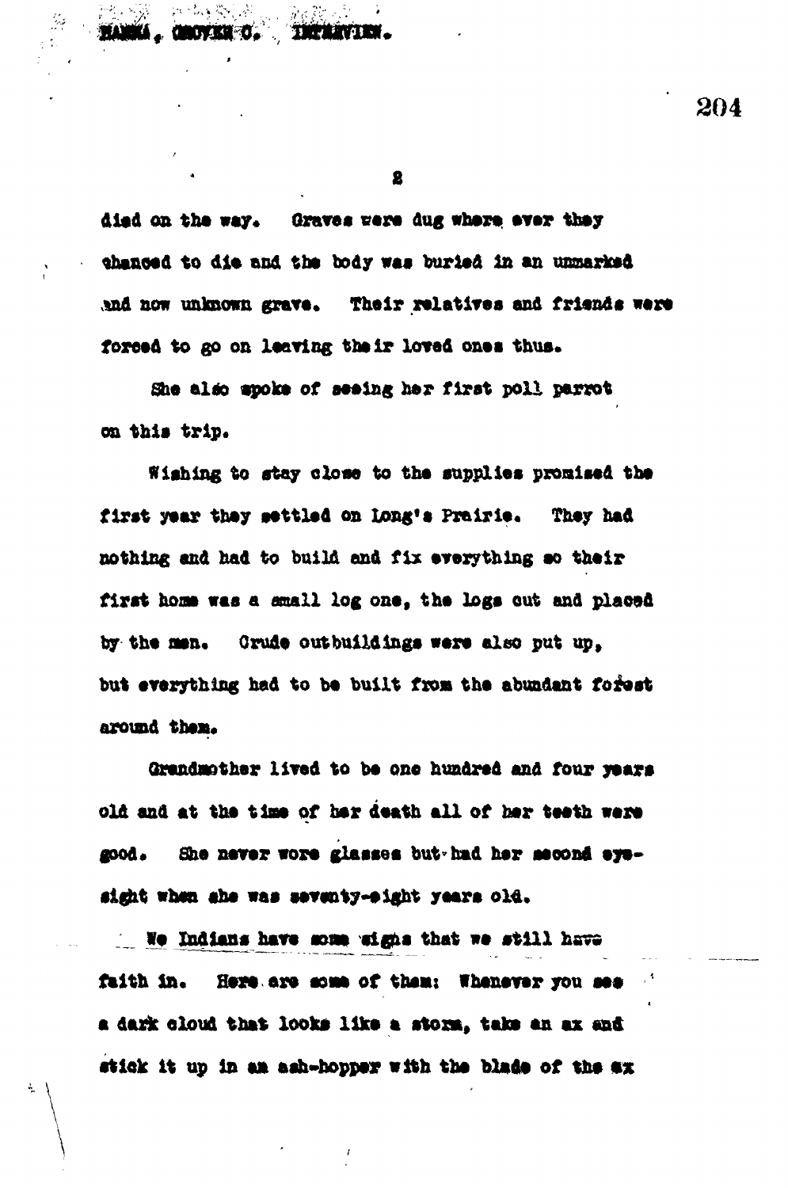died on the way. Graves were dug where ever they chanced to die and the body was buried in an unmarked and now unknown grave. Their relatives and friends were forced to go on leaving their loved ones thus.

She also spoke of seeing her first poll parrot on this trip.

Wishing to stay close to the supplies promised the first year they settled on Long's Prairie. They had nothing and had to build and fix everything so their first home was a small log one, the logs cut and placed by the men. Crude outbuildings were also put up, but everything had to be built from the abundant forest around them.

Grandmother lived to be one hundred and four years old and at the time of her death all of her teeth were good. She never wore glasses but had her second eyesight when she was seventy-eight years old.

We Indians have some signs that we still have faith in. Here are some of them: Whenever you see a dark cloud that looks like a storm, take an ax and stick it up in an ash-hopper with the blade of the ax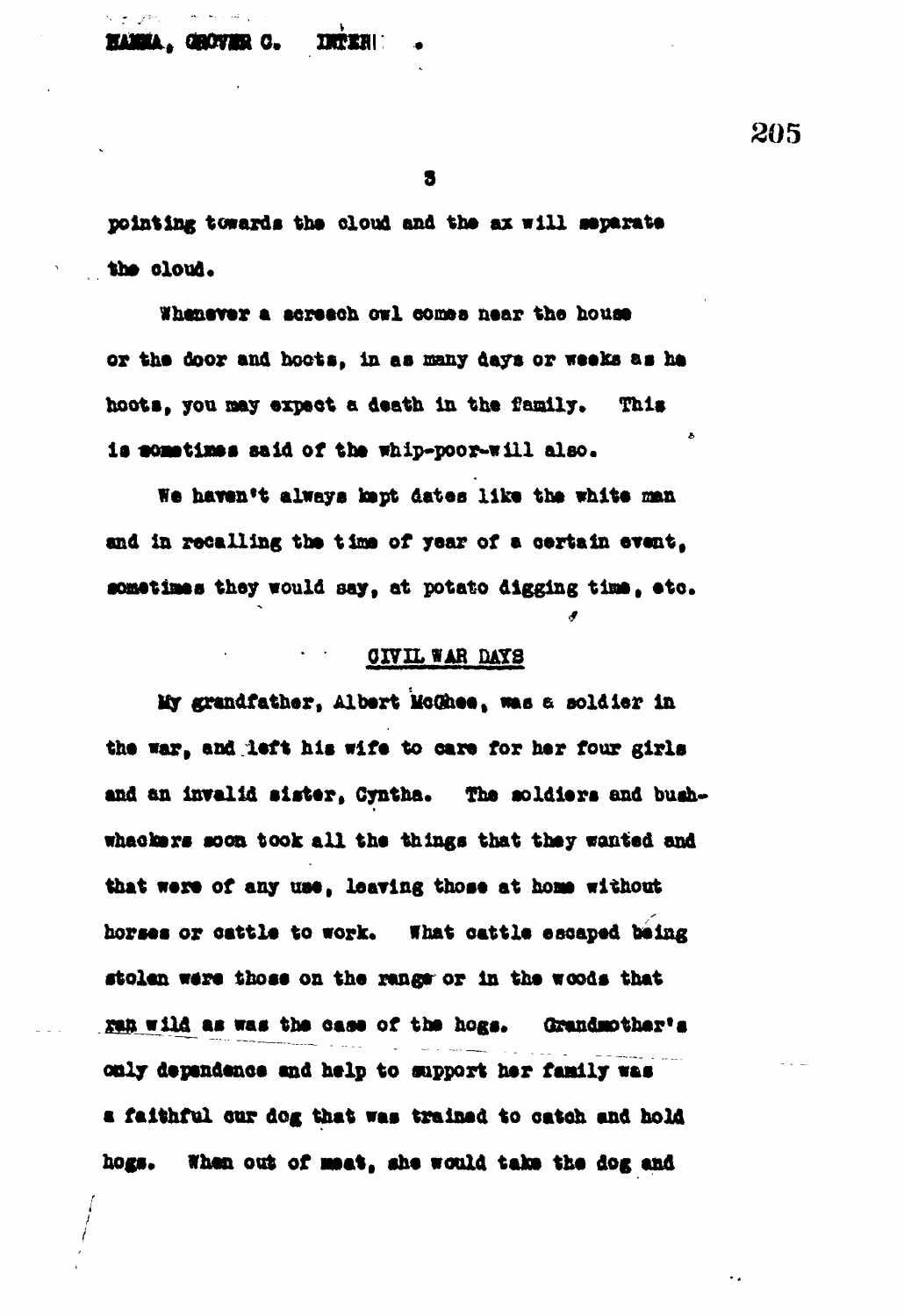pointing towards the cloud and the ax will separate the cloud.

Whenever a screech owl comes near the house or the door and hoots, in as many days or weeks as he hoots, you may expect a death in the family. This is sometimes said of the whip-poor-will also.

We haven't always kept dates like the white man and in recalling the time of year of a certain event, sometimes they would say, at potato digging time, etc.

## CIVIL WAR DAYS

My grandfather, Albert McGhee, was a soldier in the war, and left his wife to care for her four girls and an invalid sister, Cyntha. The soldiers and bushwhackers soon took all the things that they wanted and that were of any use, leaving those at home without horses or cattle to work. What cattle escaped being stolen were those on the range or in the woods that ran wild as was the case of the hogs. Grandmother's only dependence and help to support her family was a faithful cur dog that was trained to catch and hold hogs. When out of meat, she would take the dog and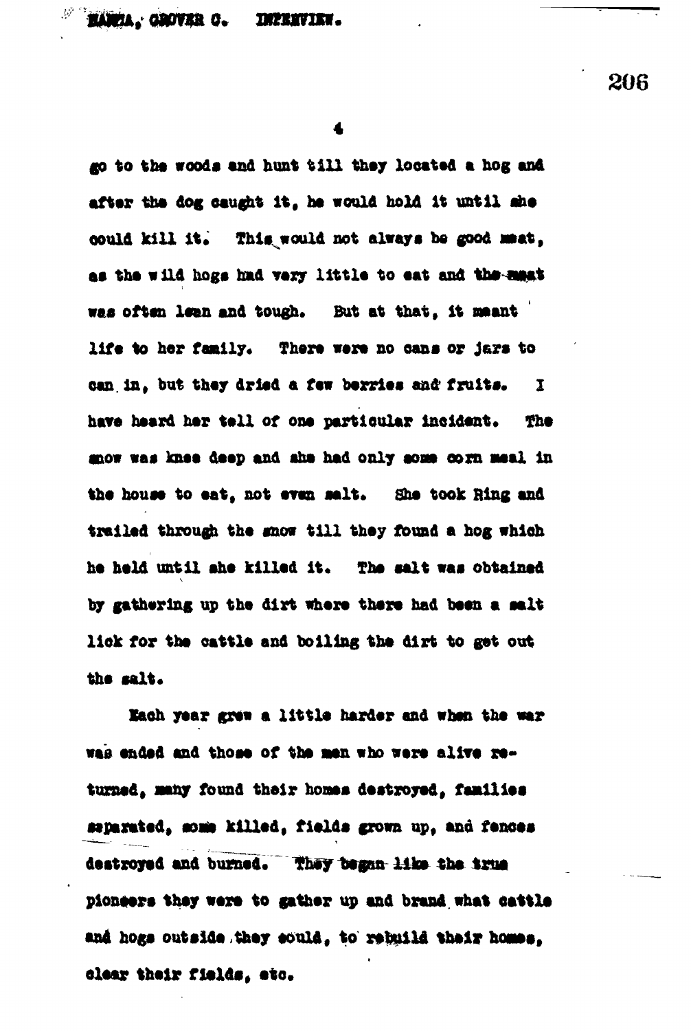go to the woods and hunt till they located a hog and after the dog caught it, he would hold it until she could kill it. This would not always be good meat, as the wild hogs had very little to eat and the meat was often lean and tough. But at that, it meant life to her family. There were no cans or jars to can in, but they dried a few berries and fruits. I have heard her tell of one particular incident. The snow was knee deep and she had only some corn meal in the house to eat, not even salt. She took Ring and trailed through the snow till they found a hog which he held until she killed it. The salt was obtained by gathering up the dirt where there had been a salt lick for the cattle and boiling the dirt to get out the salt.

Each year grew a little harder and when the war was ended and those of the men who were alive returned, many found their homes destroyed, families separated, some killed, fields grown up, and fences destroyed and burned. They began like the true pioneers they were to gather up and brand what cattle and hogs outside they could, to rebuild their homes, clear their fields, etc.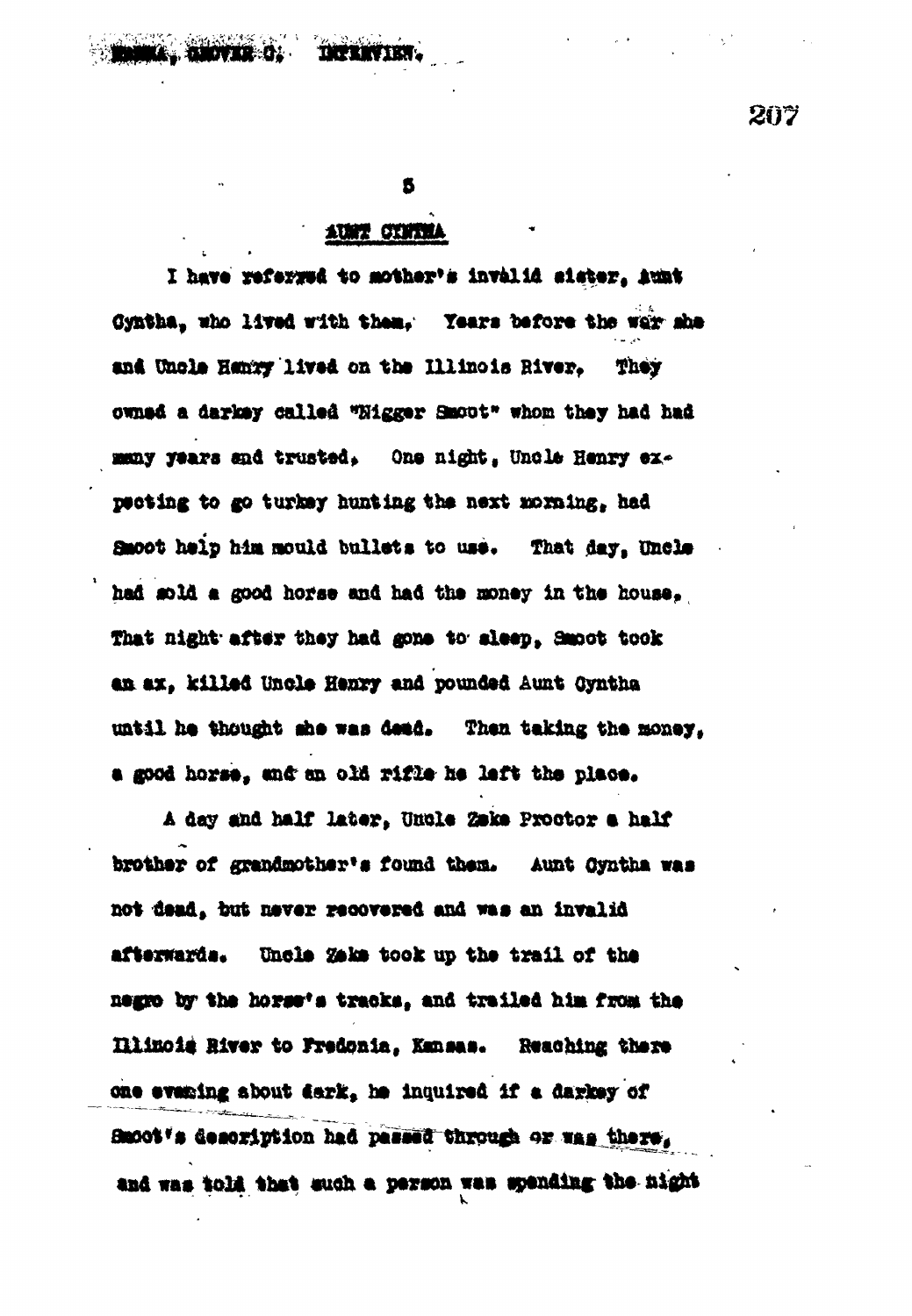## AUNT CYNTHA

I have referred to mother's invalid sister, Aunt Cyntha, who lived with them. Years before the war she and Uncle Henry lived on the Illinois River. They owned a darkey called "Nigger Smoot" whom they had had many years and trusted. One night, Uncle Henry expecting to go turkey hunting the next morning, had Smoot help him mould bullets to use. That day, Uncle had sold a good horse and had the money in the house. That night after they had gone to sleep, Smoot took an ax, killed Uncle Henry and pounded Aunt Cyntha until he thought she was dead. Then taking the money, a good horse, and an old rifle he left the place.

A day and half later, Uncle Zeke Proctor a half brother of grandmother's found them. Aunt Cyntha was not dead, but never recovered and was an invalid afterwards. Uncle Zeke took up the trail of the negro by the horse's tracks, and trailed him from the Illinois River to Fredonia, Kansas. Reaching there one evening about dark, he inquired if a darkey of Smoot's description had passed through or was there, and was told that such a person was spending the night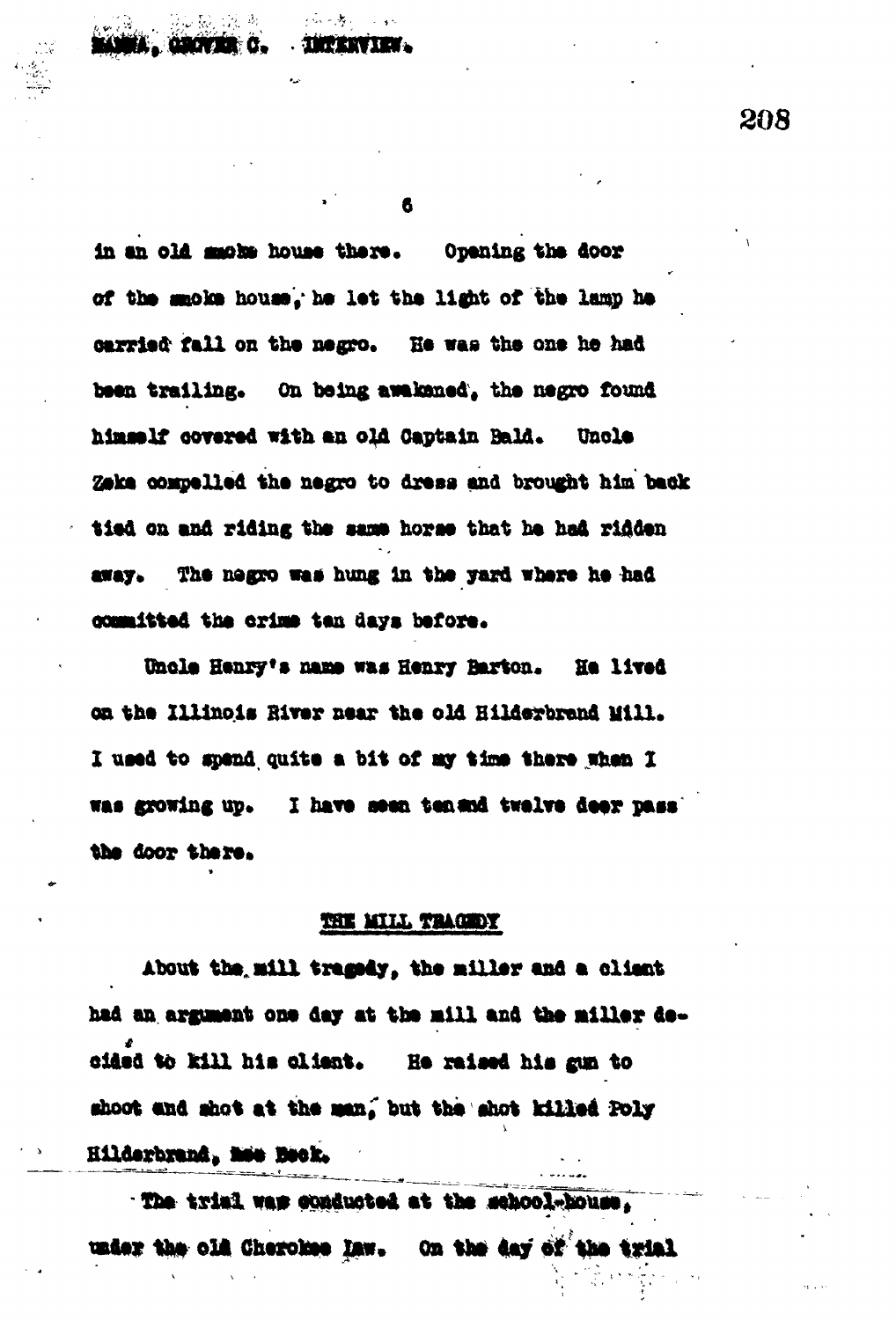in an old smoke house there. Opening the door of the smoke house, he let the light of the lamp he carried fall on the negro. He was the one he had been trailing. On being awakened, the negro found himself covered with an old Captain Bald. Uncle Zeke compelled the negro to dress and brought him back tied on and riding the same horse that he had ridden away. The negro was hung in the yard where he had committed the crime ten days before.

Uncle Henry's name was Henry Barton. He lived on the Illinois River near the old Hilderbrand Mill. I used to spend quite a bit of my time there when I was growing up. I have seen ten and twelve deer pass the door there.

## THE MILL TRAGEDY

About the mill tragedy, the miller and a client had an argument one day at the mill and the miller decided to kill his client. He raised his gun to shoot and shot at the man, but the shot killed Poly Hilderbrand, nee Beck.

The trial was conducted at the school-house, under the old Cherokee law. On the day of the trial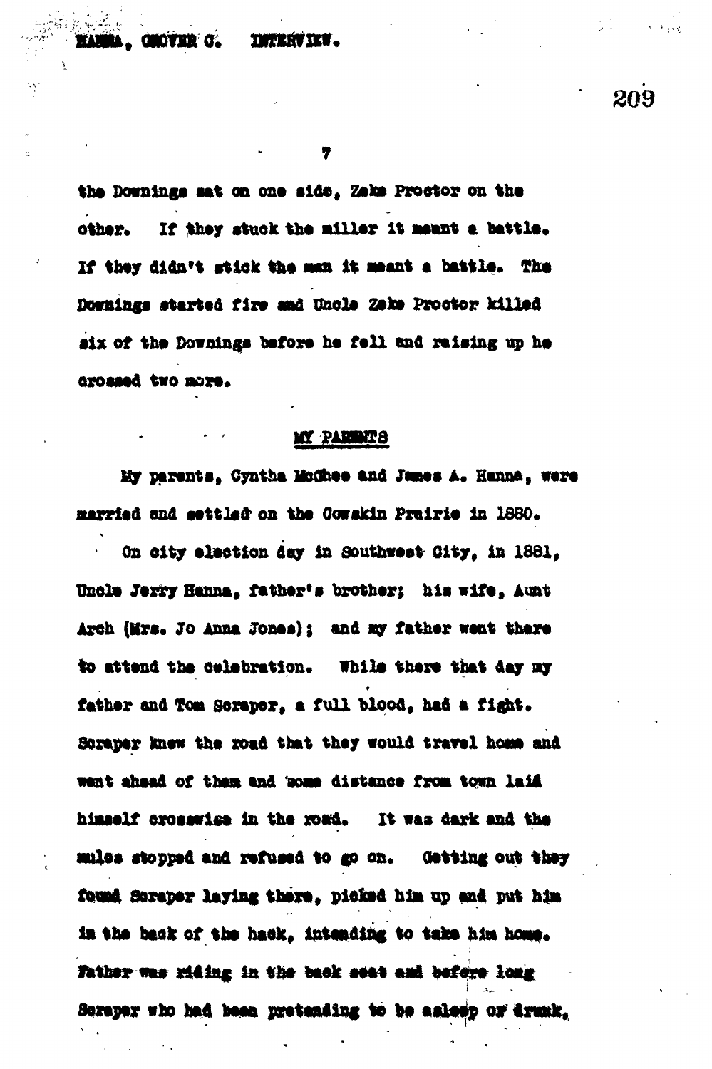the Downings sat on one side, Zeke Proctor on the other. If they stuck the miller it meant a battle. If they didn't stick the man it meant a battle. The Downings started fire and Uncle Zeke Proctor killed six of the Downings before he fell and raising up he crossed two more.

## MY PARENTS

My parents, Cyntha McGhee and James A. Hanna, were married and settled on the Cowskin Prairie in 1880.

On city election day in Southwest City, in 1881, Uncle Jerry Hanna, father's brother; his wife, Aunt Arch (Mrs. Jo Anna Jones); and my father went there to attend the celebration. While there that day my father and Tom Scraper, a full blood, had a fight. Scraper knew the road that they would travel home and went ahead of them and some distance from town laid himself crosswise in the road. It was dark and the mules stopped and refused to go on. Getting out they found Scraper laying there, picked him up and put him in the back of the hack, intending to take him home. Father was riding in the back seat and before long Scraper who had been pretending to be asleep or drunk,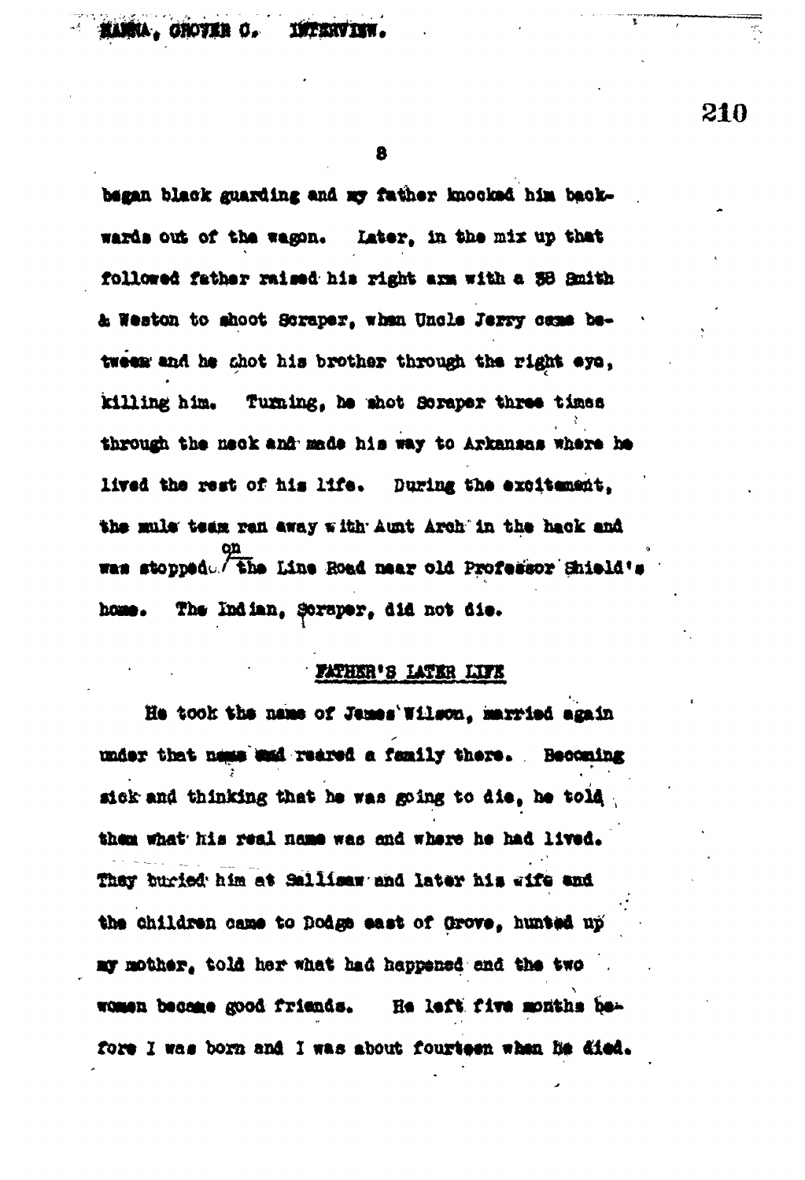began black guarding and my father knocked him backwards out of the wagon. Later, in the mix up that followed father raised his right arm with a 38 Smith & Weston to shoot Scraper, when Uncle Jerry came between and he shot his brother through the right eye, killing him. Turning, he shot Scraper three times through the neck and made his way to Arkansas where he lived the rest of his life. During the excitement, the mule team ran away with Aunt Arch in the hack and was stopped on the Line Road near old Professor Shield's home. The Indian, Scraper, did not die.

## FATHER'S LATER LIFE

He took the name of James Wilson, married again under that name and reared a family there. Becoming sick and thinking that he was going to die, he told them what his real name was and where he had lived. They buried him at Sallisaw and later his wife and the children came to Dodge east of Grove, hunted up my mother, told her what had happened and the two women became good friends. He left five months before I was born and I was about fourteen when he died.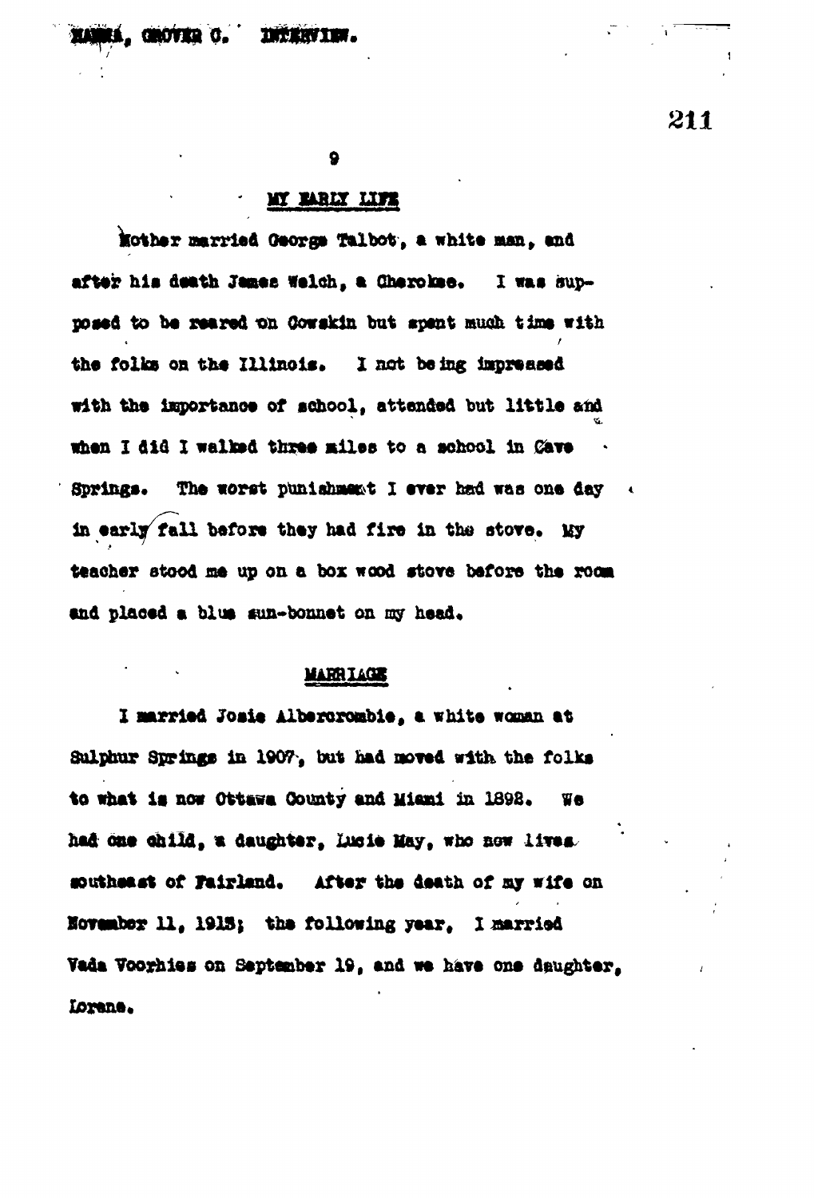## MY EARLY LIFE

Mother married George Talbot, a white man, and after his death James Welch, a Cherokee. I was supposed to be reared on Cowskin but spent much time with the folks on the Illinois. I not being impressed with the importance of school, attended but little and when I did I walked three miles to a school in Cave Springs. The worst punishment I ever had was one day in early fall before they had fire in the stove. My teacher stood me up on a box wood stove before the room and placed a blue sun-bonnet on my head.

## MARRIAGE

I married Josie Albercrombie, a white woman at Sulphur Springs in 1907, but had moved with the folks to what is now Ottawa County and Miami in 1898. We had one child, a daughter, Lucie May, who now lives southeast of Fairland. After the death of my wife on November 11, 1913; the following year, I married Vada Voorhies on September 19, and we have one daughter, Lorene.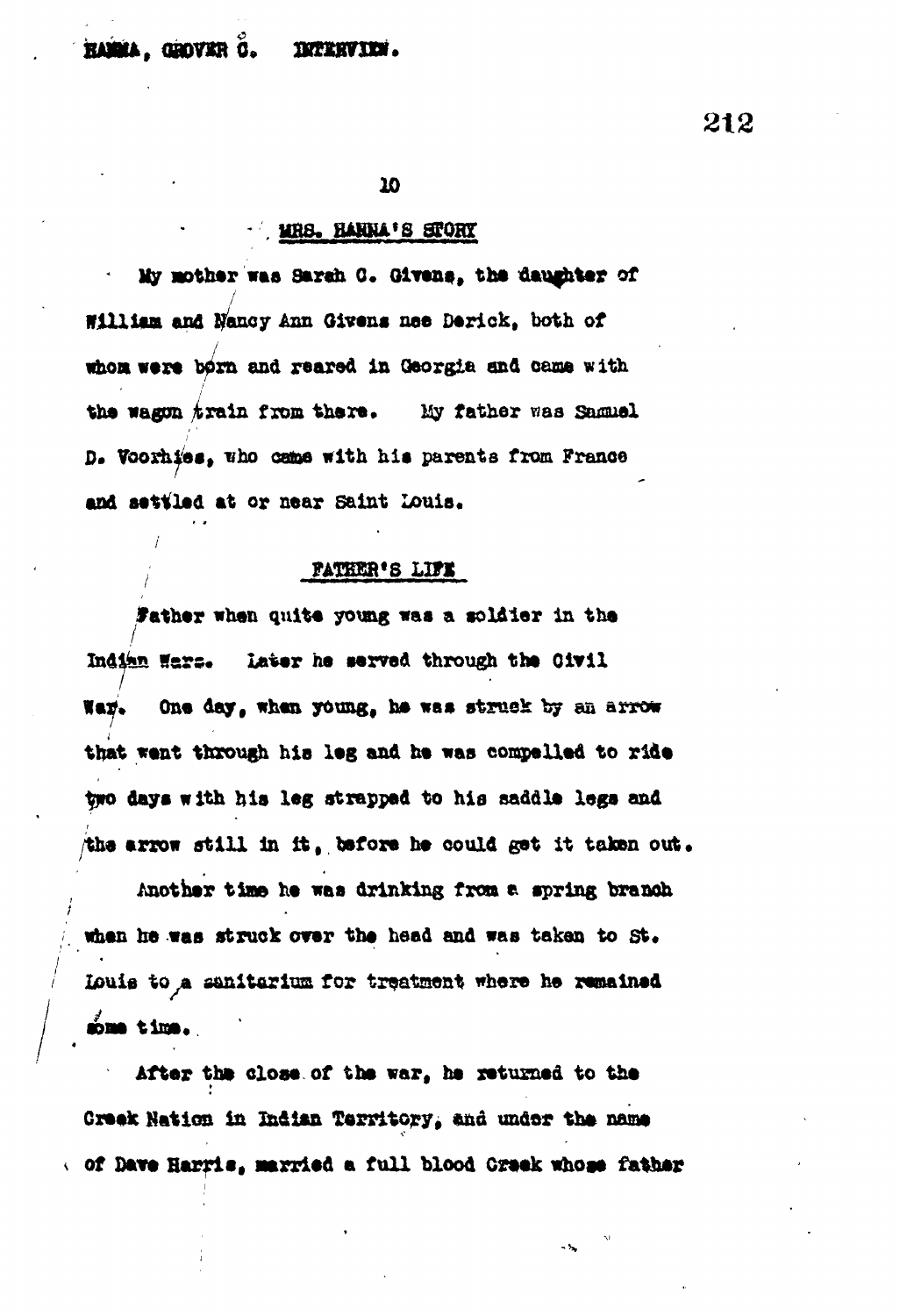## MRS. HANNA'S STORY

My mother was Sarah C. Givens, the daughter of William and Nancy Ann Givens nee Derick, both of whom were born and reared in Georgia and came with the wagon train from there. My father was Samuel D. Voorhies, who came with his parents from France and settled at or near Saint Louis.

## FATHER'S LIFE

Father when quite young was a soldier in the Indian Wars. Later he served through the Civil War. One day, when young, he was struck by an arrow that went through his leg and he was compelled to ride two days with his leg strapped to his saddle legs and the arrow still in it, before he could get it taken out.

Another time he was drinking from a spring branch when he was struck over the head and was taken to St. Louis to a sanitarium for treatment where he remained some time.

After the close of the war, he returned to the Creek Nation in Indian Territory, and under the name of Dave Harris, married a full blood Creek whose father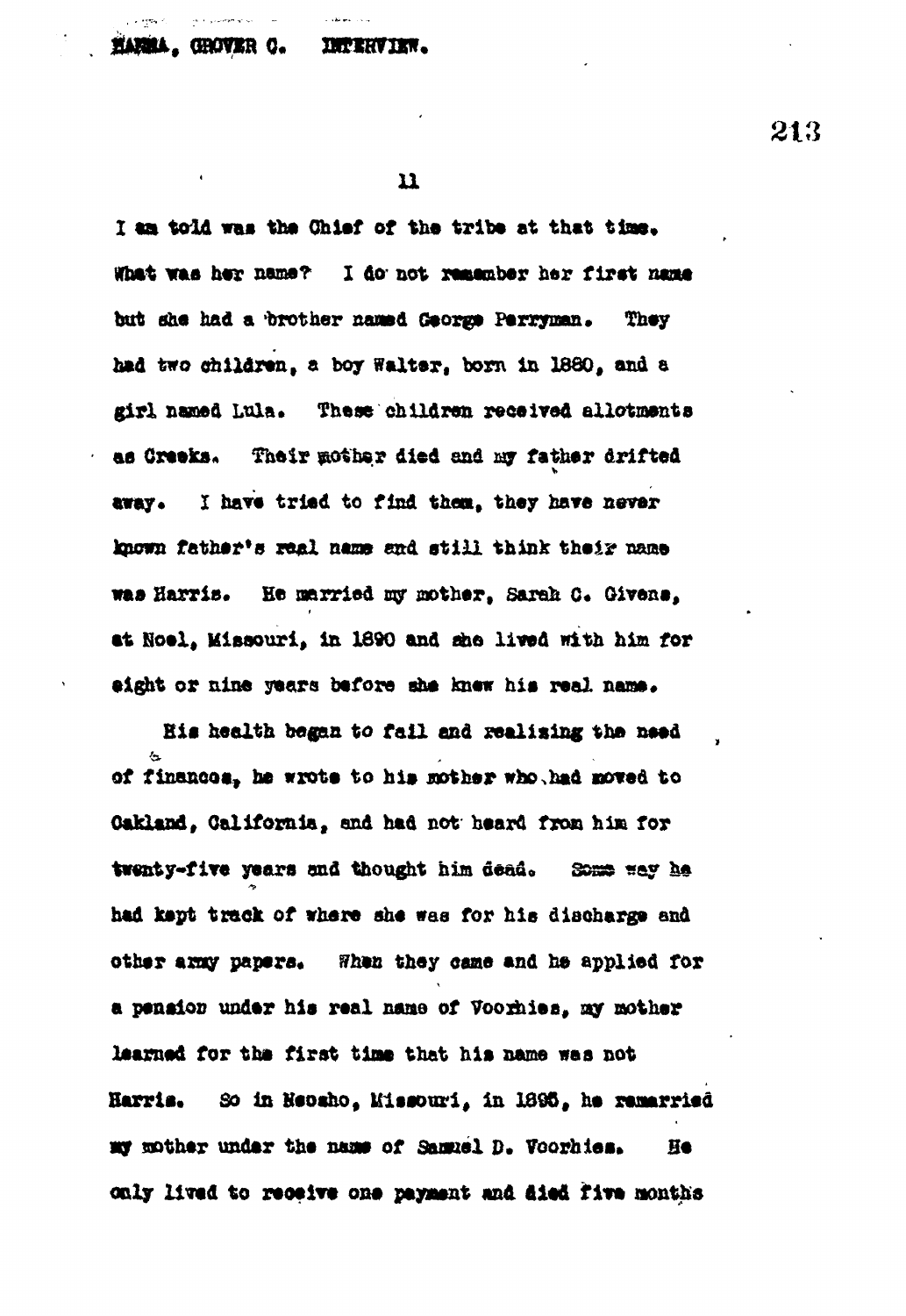I am told was the Chief of the tribe at that time. What was her name? I do not remember her first name but she had a brother named George Perryman. They had two children, a boy Walter, born in 1880, and a girl named Lula. These children received allotments as Creeks. Their mother died and my father drifted away. I have tried to find them, they have never known father's real name and still think their name was Harris. He married my mother, Sarah C. Givens, at Noel, Missouri, in 1890 and she lived with him for eight or nine years before she knew his real name.

His health began to fail and realizing the need of finances, he wrote to his mother who had moved to Oakland, California, and had not heard from him for twenty-five years and thought him dead. Some way he had kept track of where she was for his discharge and other army papers. When they came and he applied for a pension under his real name of Voorhies, my mother learned for the first time that his name was not Harris. So in Neosho, Missouri, in 1895, he remarried my mother under the name of Samuel D. Voorhies. He only lived to receive one payment and died five months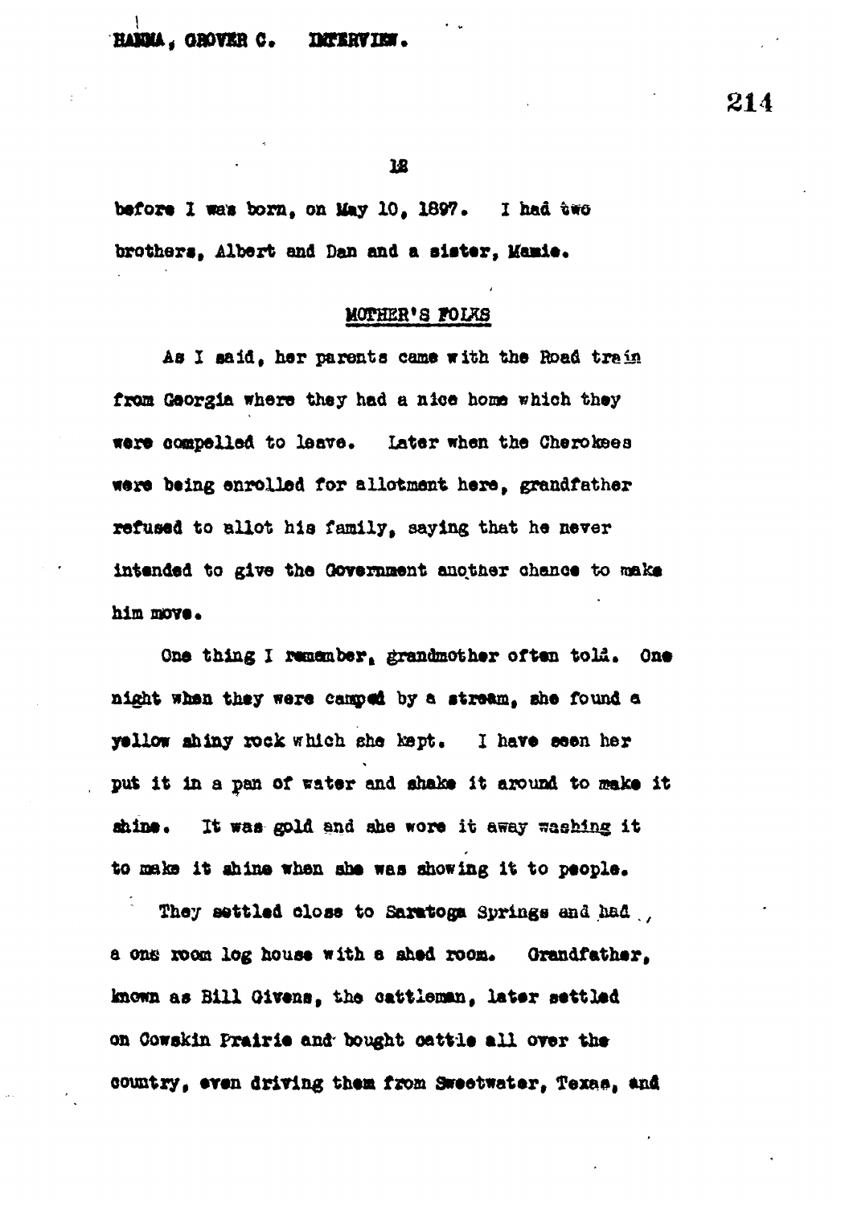before I was born, on May 10, 1897. I had two brothers, Albert and Dan and a sister, Mamie.

## MOTHER'S FOLKS

As I said, her parents came with the Road train from Georgia where they had a nice home which they were compelled to leave. Later when the Cherokees were being enrolled for allotment here, grandfather refused to allot his family, saying that he never intended to give the Government another chance to make him move.

One thing I remember, grandmother often told. One night when they were camped by a stream, she found a yellow shiny rock which she kept. I have seen her put it in a pan of water and shake it around to make it shine. It was gold and she wore it away washing it to make it shine when she was showing it to people.

They settled close to Saratoga Springs and had a one room log house with a shed room. Grandfather, known as Bill Givens, the cattleman, later settled on Cowskin Prairie and bought cattle all over the country, even driving them from Sweetwater, Texas, and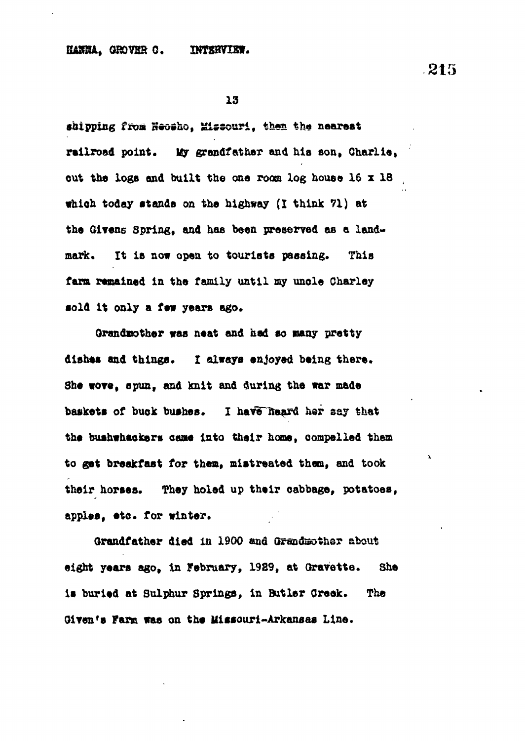shipping from Neosho, Missouri, then the nearest railroad point. My grandfather and his son, Charlie, cut the logs and built the one room log house 16 x 18 which today stands on the highway (I think 71) at the Givens Spring, and has been preserved as a landmark. It is now open to tourists passing. This farm remained in the family until my uncle Charley sold it only a few years ago.

Grandmother was neat and had so many pretty dishes and things. I always enjoyed being there. She wove, spun, and knit and during the war made baskets of buck bushes. I have heard her say that the bushwhackers came into their home, compelled them to get breakfast for them, mistreated them, and took their horses. They holed up their cabbage, potatoes, apples, etc. for winter.

Grandfather died in 1900 and Grandmother about eight years ago, in February, 1929, at Gravette. She is buried at Sulphur Springs, in Butler Creek. The Given's Farm was on the Missouri-Arkansas Line.